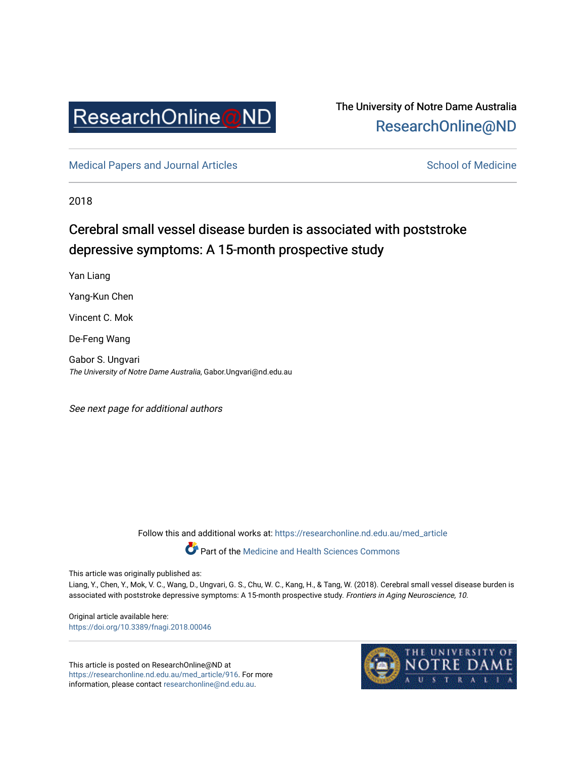The University of Notre Dame Australia
ResearchOnline@ND

Medical Papers and Journal Articles — School of Medicine

2018

# Cerebral small vessel disease burden is associated with poststroke depressive symptoms: A 15-month prospective study

Yan Liang

Yang-Kun Chen

Vincent C. Mok

De-Feng Wang

Gabor S. Ungvari
*The University of Notre Dame Australia*, Gabor.Ungvari@nd.edu.au

*See next page for additional authors*

Follow this and additional works at: https://researchonline.nd.edu.au/med_article

Part of the Medicine and Health Sciences Commons

This article was originally published as:
Liang, Y., Chen, Y., Mok, V. C., Wang, D., Ungvari, G. S., Chu, W. C., Kang, H., & Tang, W. (2018). Cerebral small vessel disease burden is associated with poststroke depressive symptoms: A 15-month prospective study. *Frontiers in Aging Neuroscience, 10*.

Original article available here:
https://doi.org/10.3389/fnagi.2018.00046

This article is posted on ResearchOnline@ND at https://researchonline.nd.edu.au/med_article/916. For more information, please contact researchonline@nd.edu.au.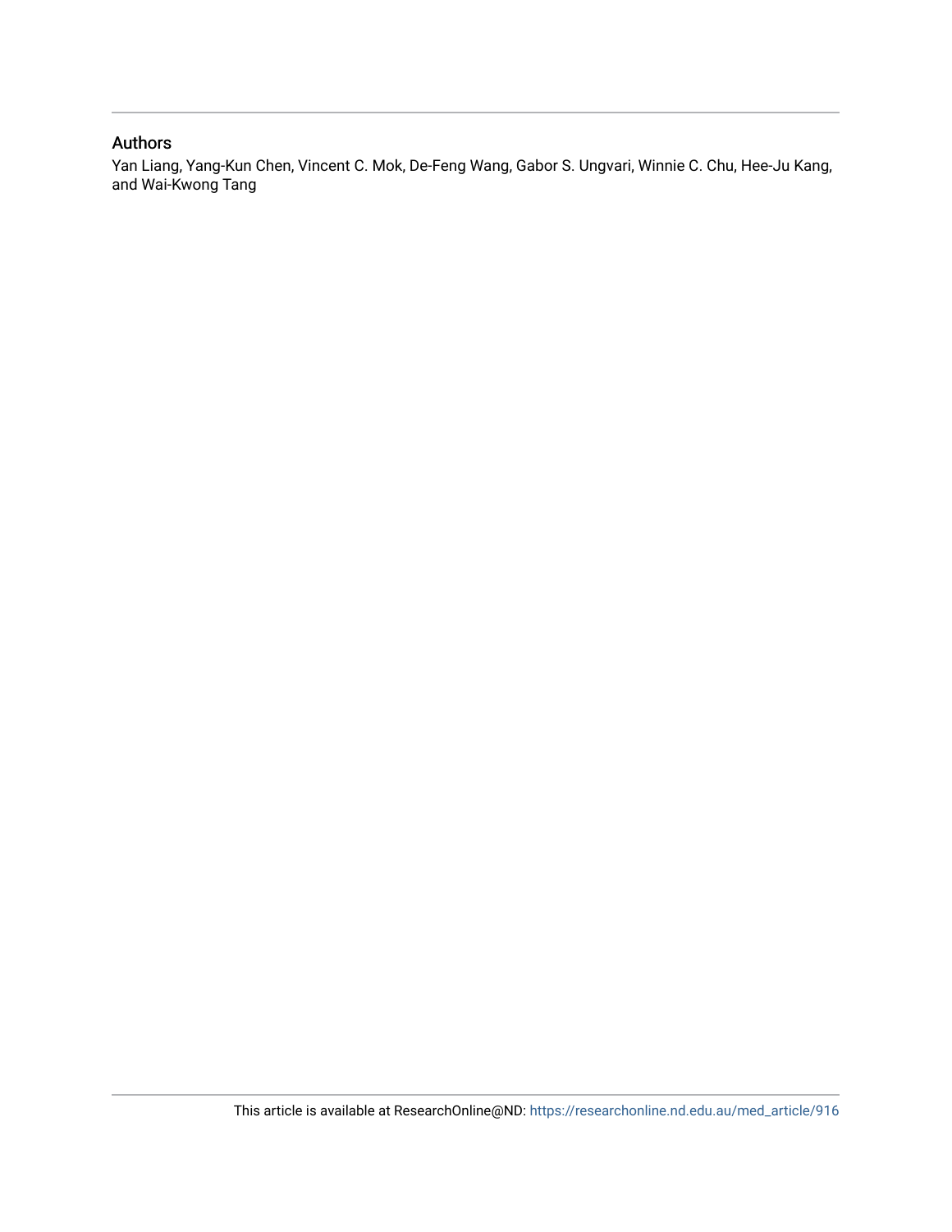## Authors

Yan Liang, Yang-Kun Chen, Vincent C. Mok, De-Feng Wang, Gabor S. Ungvari, Winnie C. Chu, Hee-Ju Kang, and Wai-Kwong Tang

This article is available at ResearchOnline@ND: https://researchonline.nd.edu.au/med_article/916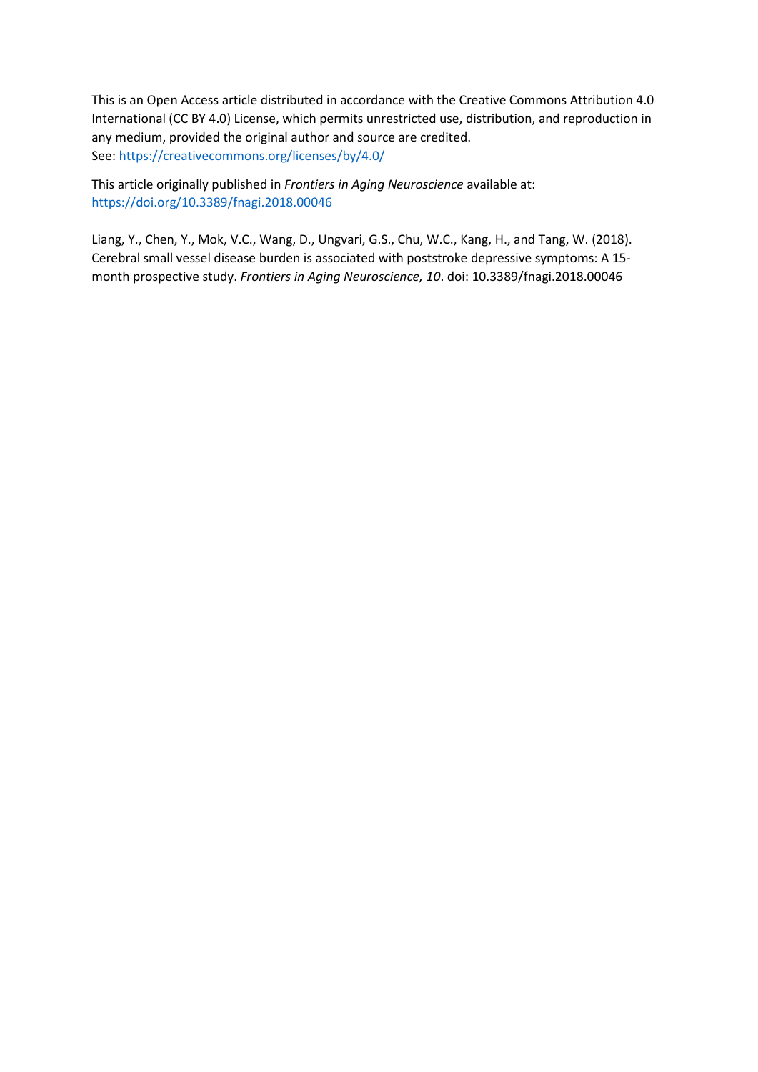This is an Open Access article distributed in accordance with the Creative Commons Attribution 4.0 International (CC BY 4.0) License, which permits unrestricted use, distribution, and reproduction in any medium, provided the original author and source are credited.
See: https://creativecommons.org/licenses/by/4.0/

This article originally published in *Frontiers in Aging Neuroscience* available at:
https://doi.org/10.3389/fnagi.2018.00046

Liang, Y., Chen, Y., Mok, V.C., Wang, D., Ungvari, G.S., Chu, W.C., Kang, H., and Tang, W. (2018). Cerebral small vessel disease burden is associated with poststroke depressive symptoms: A 15-month prospective study. *Frontiers in Aging Neuroscience, 10*. doi: 10.3389/fnagi.2018.00046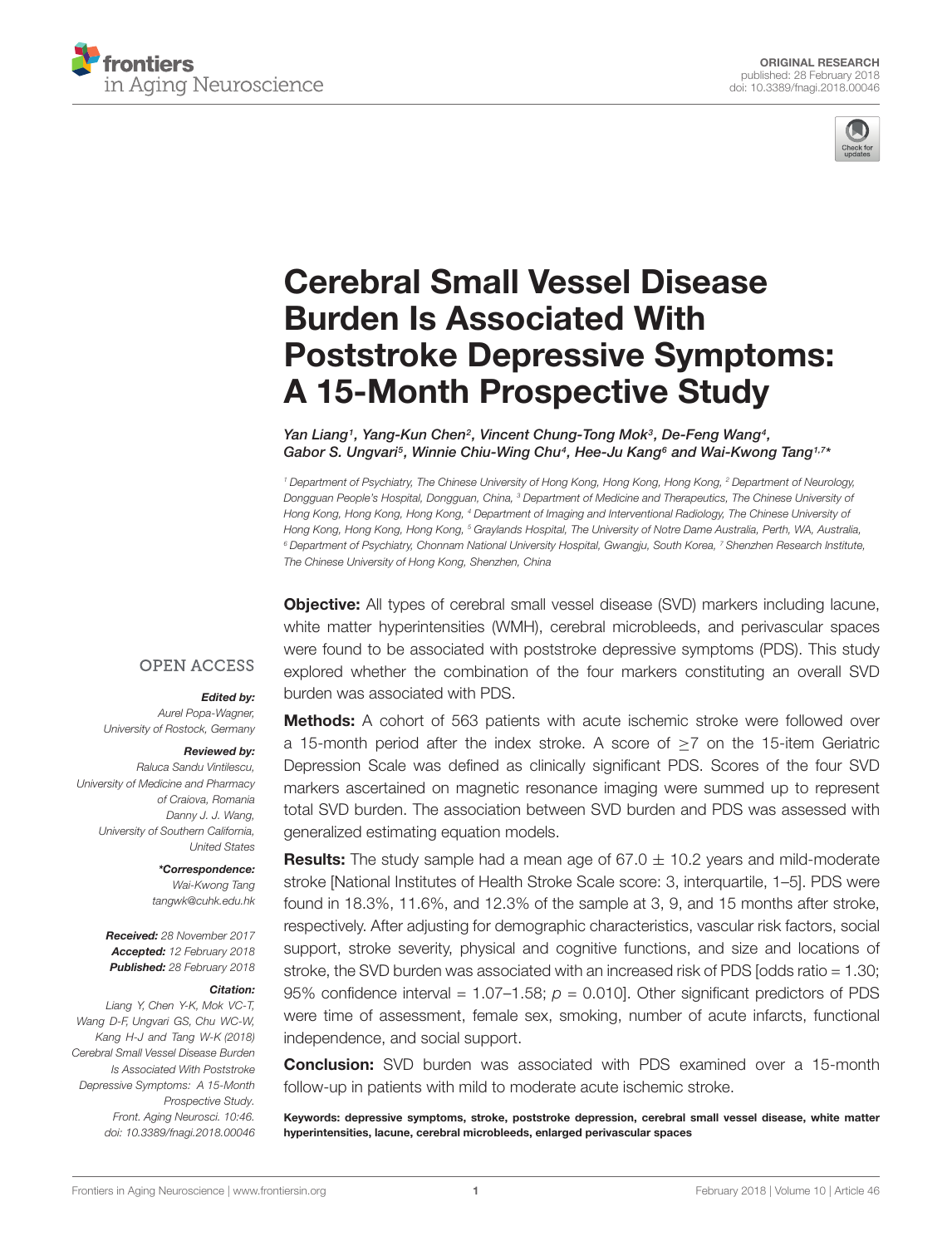# Cerebral Small Vessel Disease Burden Is Associated With Poststroke Depressive Symptoms: A 15-Month Prospective Study

Yan Liang[1], Yang-Kun Chen[2], Vincent Chung-Tong Mok[3], De-Feng Wang[4], Gabor S. Ungvari[5], Winnie Chiu-Wing Chu[4], Hee-Ju Kang[6] and Wai-Kwong Tang[1,7]*

[1] Department of Psychiatry, The Chinese University of Hong Kong, Hong Kong, Hong Kong, [2] Department of Neurology, Dongguan People's Hospital, Dongguan, China, [3] Department of Medicine and Therapeutics, The Chinese University of Hong Kong, Hong Kong, Hong Kong, [4] Department of Imaging and Interventional Radiology, The Chinese University of Hong Kong, Hong Kong, Hong Kong, [5] Graylands Hospital, The University of Notre Dame Australia, Perth, WA, Australia, [6] Department of Psychiatry, Chonnam National University Hospital, Gwangju, South Korea, [7] Shenzhen Research Institute, The Chinese University of Hong Kong, Shenzhen, China

OPEN ACCESS

*Edited by:*
Aurel Popa-Wagner, University of Rostock, Germany

*Reviewed by:*
Raluca Sandu Vintilescu, University of Medicine and Pharmacy of Craiova, Romania
Danny J. J. Wang, University of Southern California, United States

***Correspondence:***
Wai-Kwong Tang
tangwk@cuhk.edu.hk

***Received:*** 28 November 2017
***Accepted:*** 12 February 2018
***Published:*** 28 February 2018

***Citation:***
Liang Y, Chen Y-K, Mok VC-T, Wang D-F, Ungvari GS, Chu WC-W, Kang H-J and Tang W-K (2018) Cerebral Small Vessel Disease Burden Is Associated With Poststroke Depressive Symptoms: A 15-Month Prospective Study. Front. Aging Neurosci. 10:46. doi: 10.3389/fnagi.2018.00046

**Objective:** All types of cerebral small vessel disease (SVD) markers including lacune, white matter hyperintensities (WMH), cerebral microbleeds, and perivascular spaces were found to be associated with poststroke depressive symptoms (PDS). This study explored whether the combination of the four markers constituting an overall SVD burden was associated with PDS.

**Methods:** A cohort of 563 patients with acute ischemic stroke were followed over a 15-month period after the index stroke. A score of $\geq$7 on the 15-item Geriatric Depression Scale was defined as clinically significant PDS. Scores of the four SVD markers ascertained on magnetic resonance imaging were summed up to represent total SVD burden. The association between SVD burden and PDS was assessed with generalized estimating equation models.

**Results:** The study sample had a mean age of 67.0 $\pm$ 10.2 years and mild-moderate stroke [National Institutes of Health Stroke Scale score: 3, interquartile, 1–5]. PDS were found in 18.3%, 11.6%, and 12.3% of the sample at 3, 9, and 15 months after stroke, respectively. After adjusting for demographic characteristics, vascular risk factors, social support, stroke severity, physical and cognitive functions, and size and locations of stroke, the SVD burden was associated with an increased risk of PDS [odds ratio = 1.30; 95% confidence interval = 1.07–1.58; $p$ = 0.010]. Other significant predictors of PDS were time of assessment, female sex, smoking, number of acute infarcts, functional independence, and social support.

**Conclusion:** SVD burden was associated with PDS examined over a 15-month follow-up in patients with mild to moderate acute ischemic stroke.

**Keywords: depressive symptoms, stroke, poststroke depression, cerebral small vessel disease, white matter hyperintensities, lacune, cerebral microbleeds, enlarged perivascular spaces**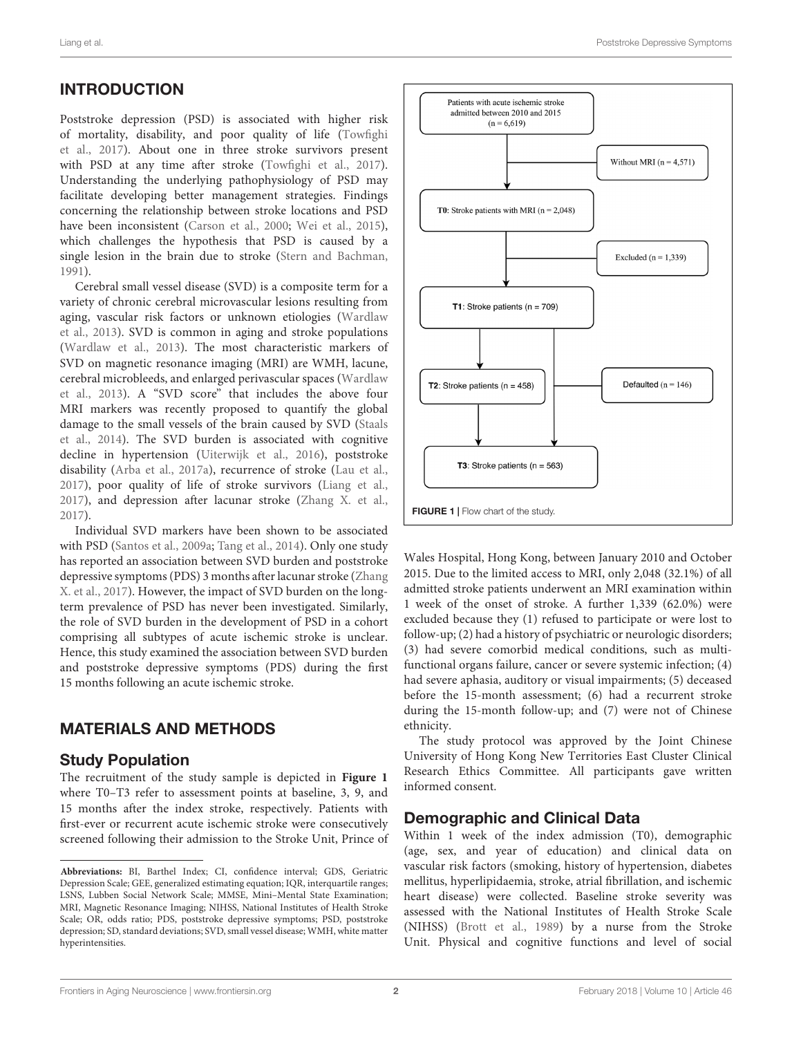## INTRODUCTION

Poststroke depression (PSD) is associated with higher risk of mortality, disability, and poor quality of life (Towfighi et al., 2017). About one in three stroke survivors present with PSD at any time after stroke (Towfighi et al., 2017). Understanding the underlying pathophysiology of PSD may facilitate developing better management strategies. Findings concerning the relationship between stroke locations and PSD have been inconsistent (Carson et al., 2000; Wei et al., 2015), which challenges the hypothesis that PSD is caused by a single lesion in the brain due to stroke (Stern and Bachman, 1991).

Cerebral small vessel disease (SVD) is a composite term for a variety of chronic cerebral microvascular lesions resulting from aging, vascular risk factors or unknown etiologies (Wardlaw et al., 2013). SVD is common in aging and stroke populations (Wardlaw et al., 2013). The most characteristic markers of SVD on magnetic resonance imaging (MRI) are WMH, lacune, cerebral microbleeds, and enlarged perivascular spaces (Wardlaw et al., 2013). A "SVD score" that includes the above four MRI markers was recently proposed to quantify the global damage to the small vessels of the brain caused by SVD (Staals et al., 2014). The SVD burden is associated with cognitive decline in hypertension (Uiterwijk et al., 2016), poststroke disability (Arba et al., 2017a), recurrence of stroke (Lau et al., 2017), poor quality of life of stroke survivors (Liang et al., 2017), and depression after lacunar stroke (Zhang X. et al., 2017).

Individual SVD markers have been shown to be associated with PSD (Santos et al., 2009a; Tang et al., 2014). Only one study has reported an association between SVD burden and poststroke depressive symptoms (PDS) 3 months after lacunar stroke (Zhang X. et al., 2017). However, the impact of SVD burden on the long-term prevalence of PSD has never been investigated. Similarly, the role of SVD burden in the development of PSD in a cohort comprising all subtypes of acute ischemic stroke is unclear. Hence, this study examined the association between SVD burden and poststroke depressive symptoms (PDS) during the first 15 months following an acute ischemic stroke.

## MATERIALS AND METHODS

### Study Population

The recruitment of the study sample is depicted in **Figure 1** where T0–T3 refer to assessment points at baseline, 3, 9, and 15 months after the index stroke, respectively. Patients with first-ever or recurrent acute ischemic stroke were consecutively screened following their admission to the Stroke Unit, Prince of Wales Hospital, Hong Kong, between January 2010 and October 2015. Due to the limited access to MRI, only 2,048 (32.1%) of all admitted stroke patients underwent an MRI examination within 1 week of the onset of stroke. A further 1,339 (62.0%) were excluded because they (1) refused to participate or were lost to follow-up; (2) had a history of psychiatric or neurologic disorders; (3) had severe comorbid medical conditions, such as multi-functional organs failure, cancer or severe systemic infection; (4) had severe aphasia, auditory or visual impairments; (5) deceased before the 15-month assessment; (6) had a recurrent stroke during the 15-month follow-up; and (7) were not of Chinese ethnicity.

Patients with acute ischemic stroke admitted between 2010 and 2015 (n = 6,619)

Without MRI (n = 4,571)

**T0**: Stroke patients with MRI (n = 2,048)

Excluded (n = 1,339)

**T1**: Stroke patients (n = 709)

**T2**: Stroke patients (n = 458)

Defaulted (n = 146)

**T3**: Stroke patients (n = 563)

**FIGURE 1** | Flow chart of the study.

The study protocol was approved by the Joint Chinese University of Hong Kong New Territories East Cluster Clinical Research Ethics Committee. All participants gave written informed consent.

### Demographic and Clinical Data

Within 1 week of the index admission (T0), demographic (age, sex, and year of education) and clinical data on vascular risk factors (smoking, history of hypertension, diabetes mellitus, hyperlipidaemia, stroke, atrial fibrillation, and ischemic heart disease) were collected. Baseline stroke severity was assessed with the National Institutes of Health Stroke Scale (NIHSS) (Brott et al., 1989) by a nurse from the Stroke Unit. Physical and cognitive functions and level of social

**Abbreviations:** BI, Barthel Index; CI, confidence interval; GDS, Geriatric Depression Scale; GEE, generalized estimating equation; IQR, interquartile ranges; LSNS, Lubben Social Network Scale; MMSE, Mini–Mental State Examination; MRI, Magnetic Resonance Imaging; NIHSS, National Institutes of Health Stroke Scale; OR, odds ratio; PDS, poststroke depressive symptoms; PSD, poststroke depression; SD, standard deviations; SVD, small vessel disease; WMH, white matter hyperintensities.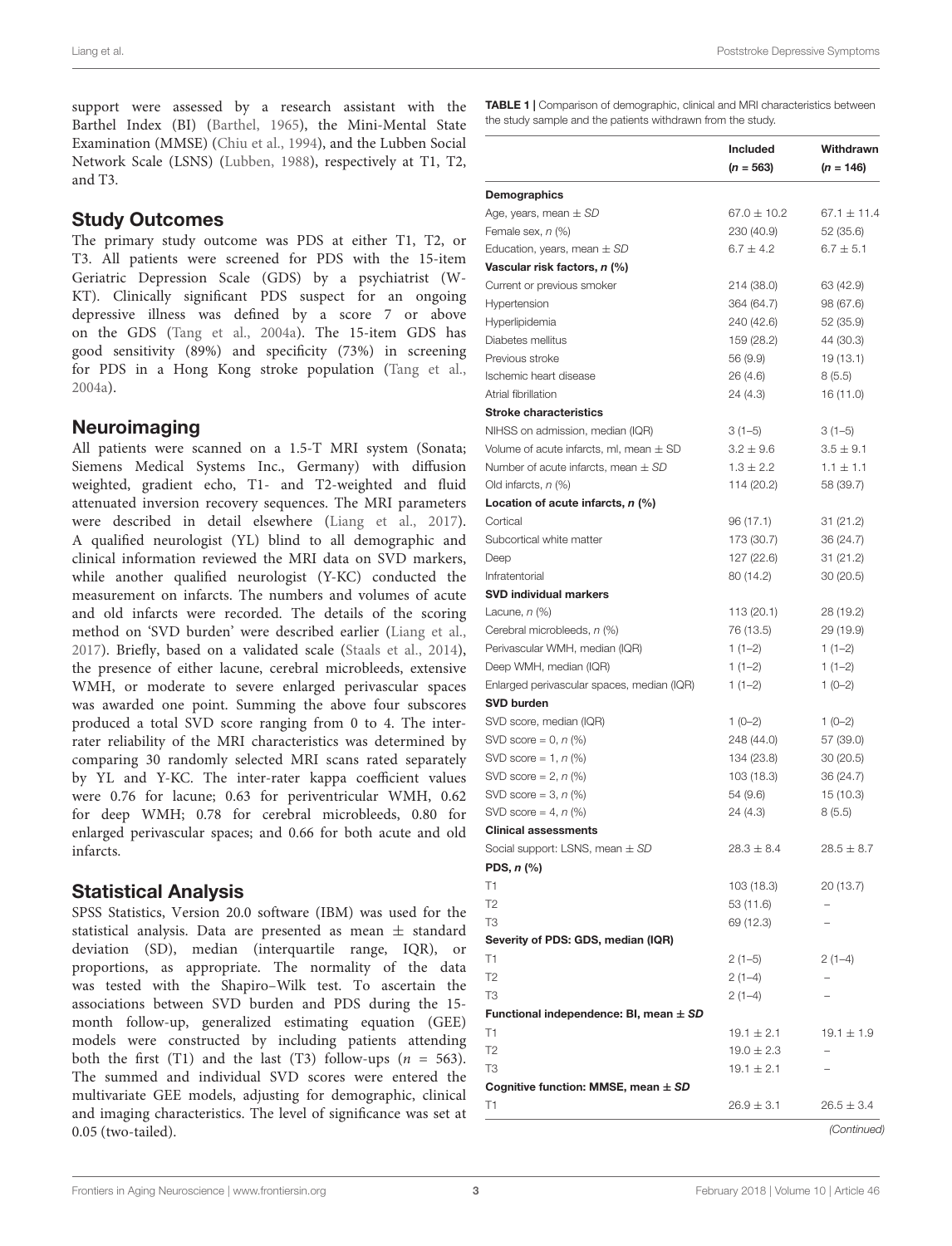support were assessed by a research assistant with the Barthel Index (BI) (Barthel, 1965), the Mini-Mental State Examination (MMSE) (Chiu et al., 1994), and the Lubben Social Network Scale (LSNS) (Lubben, 1988), respectively at T1, T2, and T3.

## Study Outcomes

The primary study outcome was PDS at either T1, T2, or T3. All patients were screened for PDS with the 15-item Geriatric Depression Scale (GDS) by a psychiatrist (W-KT). Clinically significant PDS suspect for an ongoing depressive illness was defined by a score 7 or above on the GDS (Tang et al., 2004a). The 15-item GDS has good sensitivity (89%) and specificity (73%) in screening for PDS in a Hong Kong stroke population (Tang et al., 2004a).

## Neuroimaging

All patients were scanned on a 1.5-T MRI system (Sonata; Siemens Medical Systems Inc., Germany) with diffusion weighted, gradient echo, T1- and T2-weighted and fluid attenuated inversion recovery sequences. The MRI parameters were described in detail elsewhere (Liang et al., 2017). A qualified neurologist (YL) blind to all demographic and clinical information reviewed the MRI data on SVD markers, while another qualified neurologist (Y-KC) conducted the measurement on infarcts. The numbers and volumes of acute and old infarcts were recorded. The details of the scoring method on 'SVD burden' were described earlier (Liang et al., 2017). Briefly, based on a validated scale (Staals et al., 2014), the presence of either lacune, cerebral microbleeds, extensive WMH, or moderate to severe enlarged perivascular spaces was awarded one point. Summing the above four subscores produced a total SVD score ranging from 0 to 4. The inter-rater reliability of the MRI characteristics was determined by comparing 30 randomly selected MRI scans rated separately by YL and Y-KC. The inter-rater kappa coefficient values were 0.76 for lacune; 0.63 for periventricular WMH, 0.62 for deep WMH; 0.78 for cerebral microbleeds, 0.80 for enlarged perivascular spaces; and 0.66 for both acute and old infarcts.

## Statistical Analysis

SPSS Statistics, Version 20.0 software (IBM) was used for the statistical analysis. Data are presented as mean ± standard deviation (SD), median (interquartile range, IQR), or proportions, as appropriate. The normality of the data was tested with the Shapiro–Wilk test. To ascertain the associations between SVD burden and PDS during the 15-month follow-up, generalized estimating equation (GEE) models were constructed by including patients attending both the first (T1) and the last (T3) follow-ups ($n$ = 563). The summed and individual SVD scores were entered the multivariate GEE models, adjusting for demographic, clinical and imaging characteristics. The level of significance was set at 0.05 (two-tailed).

**TABLE 1** | Comparison of demographic, clinical and MRI characteristics between the study sample and the patients withdrawn from the study.

| | Included ($n$ = 563) | Withdrawn ($n$ = 146) |
|---|---|---|
| **Demographics** | | |
| Age, years, mean ± *SD* | 67.0 ± 10.2 | 67.1 ± 11.4 |
| Female sex, *n* (%) | 230 (40.9) | 52 (35.6) |
| Education, years, mean ± *SD* | 6.7 ± 4.2 | 6.7 ± 5.1 |
| **Vascular risk factors, *n* (%)** | | |
| Current or previous smoker | 214 (38.0) | 63 (42.9) |
| Hypertension | 364 (64.7) | 98 (67.6) |
| Hyperlipidemia | 240 (42.6) | 52 (35.9) |
| Diabetes mellitus | 159 (28.2) | 44 (30.3) |
| Previous stroke | 56 (9.9) | 19 (13.1) |
| Ischemic heart disease | 26 (4.6) | 8 (5.5) |
| Atrial fibrillation | 24 (4.3) | 16 (11.0) |
| **Stroke characteristics** | | |
| NIHSS on admission, median (IQR) | 3 (1–5) | 3 (1–5) |
| Volume of acute infarcts, ml, mean ± SD | 3.2 ± 9.6 | 3.5 ± 9.1 |
| Number of acute infarcts, mean ± *SD* | 1.3 ± 2.2 | 1.1 ± 1.1 |
| Old infarcts, *n* (%) | 114 (20.2) | 58 (39.7) |
| **Location of acute infarcts, *n* (%)** | | |
| Cortical | 96 (17.1) | 31 (21.2) |
| Subcortical white matter | 173 (30.7) | 36 (24.7) |
| Deep | 127 (22.6) | 31 (21.2) |
| Infratentorial | 80 (14.2) | 30 (20.5) |
| **SVD individual markers** | | |
| Lacune, *n* (%) | 113 (20.1) | 28 (19.2) |
| Cerebral microbleeds, *n* (%) | 76 (13.5) | 29 (19.9) |
| Perivascular WMH, median (IQR) | 1 (1–2) | 1 (1–2) |
| Deep WMH, median (IQR) | 1 (1–2) | 1 (1–2) |
| Enlarged perivascular spaces, median (IQR) | 1 (1–2) | 1 (0–2) |
| **SVD burden** | | |
| SVD score, median (IQR) | 1 (0–2) | 1 (0–2) |
| SVD score = 0, *n* (%) | 248 (44.0) | 57 (39.0) |
| SVD score = 1, *n* (%) | 134 (23.8) | 30 (20.5) |
| SVD score = 2, *n* (%) | 103 (18.3) | 36 (24.7) |
| SVD score = 3, *n* (%) | 54 (9.6) | 15 (10.3) |
| SVD score = 4, *n* (%) | 24 (4.3) | 8 (5.5) |
| **Clinical assessments** | | |
| Social support: LSNS, mean ± *SD* | 28.3 ± 8.4 | 28.5 ± 8.7 |
| **PDS, *n* (%)** | | |
| T1 | 103 (18.3) | 20 (13.7) |
| T2 | 53 (11.6) | – |
| T3 | 69 (12.3) | – |
| **Severity of PDS: GDS, median (IQR)** | | |
| T1 | 2 (1–5) | 2 (1–4) |
| T2 | 2 (1–4) | – |
| T3 | 2 (1–4) | – |
| **Functional independence: BI, mean ± *SD*** | | |
| T1 | 19.1 ± 2.1 | 19.1 ± 1.9 |
| T2 | 19.0 ± 2.3 | – |
| T3 | 19.1 ± 2.1 | – |
| **Cognitive function: MMSE, mean ± *SD*** | | |
| T1 | 26.9 ± 3.1 | 26.5 ± 3.4 |

*(Continued)*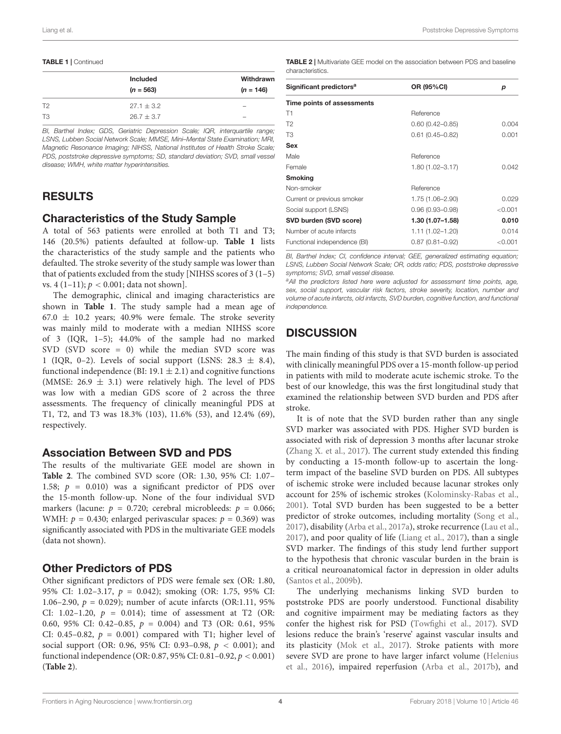**TABLE 1 | Continued**

| | Included ($n$ = 563) | Withdrawn ($n$ = 146) |
|---|---|---|
| T2 | 27.1 ± 3.2 | – |
| T3 | 26.7 ± 3.7 | – |

*BI, Barthel Index; GDS, Geriatric Depression Scale; IQR, interquartile range; LSNS, Lubben Social Network Scale; MMSE, Mini–Mental State Examination; MRI, Magnetic Resonance Imaging; NIHSS, National Institutes of Health Stroke Scale; PDS, poststroke depressive symptoms; SD, standard deviation; SVD, small vessel disease; WMH, white matter hyperintensities.*

## RESULTS

### Characteristics of the Study Sample

A total of 563 patients were enrolled at both T1 and T3; 146 (20.5%) patients defaulted at follow-up. **Table 1** lists the characteristics of the study sample and the patients who defaulted. The stroke severity of the study sample was lower than that of patients excluded from the study [NIHSS scores of 3 (1–5) vs. 4 (1–11); $p < 0.001$; data not shown].

The demographic, clinical and imaging characteristics are shown in **Table 1**. The study sample had a mean age of 67.0 ± 10.2 years; 40.9% were female. The stroke severity was mainly mild to moderate with a median NIHSS score of 3 (IQR, 1–5); 44.0% of the sample had no marked SVD (SVD score = 0) while the median SVD score was 1 (IQR, 0–2). Levels of social support (LSNS: 28.3 ± 8.4), functional independence (BI: 19.1 ± 2.1) and cognitive functions (MMSE: 26.9 ± 3.1) were relatively high. The level of PDS was low with a median GDS score of 2 across the three assessments. The frequency of clinically meaningful PDS at T1, T2, and T3 was 18.3% (103), 11.6% (53), and 12.4% (69), respectively.

### Association Between SVD and PDS

The results of the multivariate GEE model are shown in **Table 2**. The combined SVD score (OR: 1.30, 95% CI: 1.07–1.58; $p$ = 0.010) was a significant predictor of PDS over the 15-month follow-up. None of the four individual SVD markers (lacune: $p$ = 0.720; cerebral microbleeds: $p$ = 0.066; WMH: $p$ = 0.430; enlarged perivascular spaces: $p$ = 0.369) was significantly associated with PDS in the multivariate GEE models (data not shown).

### Other Predictors of PDS

Other significant predictors of PDS were female sex (OR: 1.80, 95% CI: 1.02–3.17, $p$ = 0.042); smoking (OR: 1.75, 95% CI: 1.06–2.90, $p$ = 0.029); number of acute infarcts (OR:1.11, 95% CI: 1.02–1.20, $p$ = 0.014); time of assessment at T2 (OR: 0.60, 95% CI: 0.42–0.85, $p$ = 0.004) and T3 (OR: 0.61, 95% CI: 0.45–0.82, $p$ = 0.001) compared with T1; higher level of social support (OR: 0.96, 95% CI: 0.93–0.98, $p$ < 0.001); and functional independence (OR: 0.87, 95% CI: 0.81–0.92, $p$ < 0.001) (**Table 2**).

**TABLE 2 |** Multivariate GEE model on the association between PDS and baseline characteristics.

| Significant predictors[a] | OR (95%CI) | $p$ |
|---|---|---|
| **Time points of assessments** | | |
| T1 | Reference | |
| T2 | 0.60 (0.42–0.85) | 0.004 |
| T3 | 0.61 (0.45–0.82) | 0.001 |
| **Sex** | | |
| Male | Reference | |
| Female | 1.80 (1.02–3.17) | 0.042 |
| **Smoking** | | |
| Non-smoker | Reference | |
| Current or previous smoker | 1.75 (1.06–2.90) | 0.029 |
| Social support (LSNS) | 0.96 (0.93–0.98) | <0.001 |
| **SVD burden (SVD score)** | **1.30 (1.07–1.58)** | **0.010** |
| Number of acute infarcts | 1.11 (1.02–1.20) | 0.014 |
| Functional independence (BI) | 0.87 (0.81–0.92) | <0.001 |

*BI, Barthel Index; CI, confidence interval; GEE, generalized estimating equation; LSNS, Lubben Social Network Scale; OR, odds ratio; PDS, poststroke depressive symptoms; SVD, small vessel disease.*

*[a]All the predictors listed here were adjusted for assessment time points, age, sex, social support, vascular risk factors, stroke severity, location, number and volume of acute infarcts, old infarcts, SVD burden, cognitive function, and functional independence.*

## DISCUSSION

The main finding of this study is that SVD burden is associated with clinically meaningful PDS over a 15-month follow-up period in patients with mild to moderate acute ischemic stroke. To the best of our knowledge, this was the first longitudinal study that examined the relationship between SVD burden and PDS after stroke.

It is of note that the SVD burden rather than any single SVD marker was associated with PDS. Higher SVD burden is associated with risk of depression 3 months after lacunar stroke (Zhang X. et al., 2017). The current study extended this finding by conducting a 15-month follow-up to ascertain the long-term impact of the baseline SVD burden on PDS. All subtypes of ischemic stroke were included because lacunar strokes only account for 25% of ischemic strokes (Kolominsky-Rabas et al., 2001). Total SVD burden has been suggested to be a better predictor of stroke outcomes, including mortality (Song et al., 2017), disability (Arba et al., 2017a), stroke recurrence (Lau et al., 2017), and poor quality of life (Liang et al., 2017), than a single SVD marker. The findings of this study lend further support to the hypothesis that chronic vascular burden in the brain is a critical neuroanatomical factor in depression in older adults (Santos et al., 2009b).

The underlying mechanisms linking SVD burden to poststroke PDS are poorly understood. Functional disability and cognitive impairment may be mediating factors as they confer the highest risk for PSD (Towfighi et al., 2017). SVD lesions reduce the brain's 'reserve' against vascular insults and its plasticity (Mok et al., 2017). Stroke patients with more severe SVD are prone to have larger infarct volume (Helenius et al., 2016), impaired reperfusion (Arba et al., 2017b), and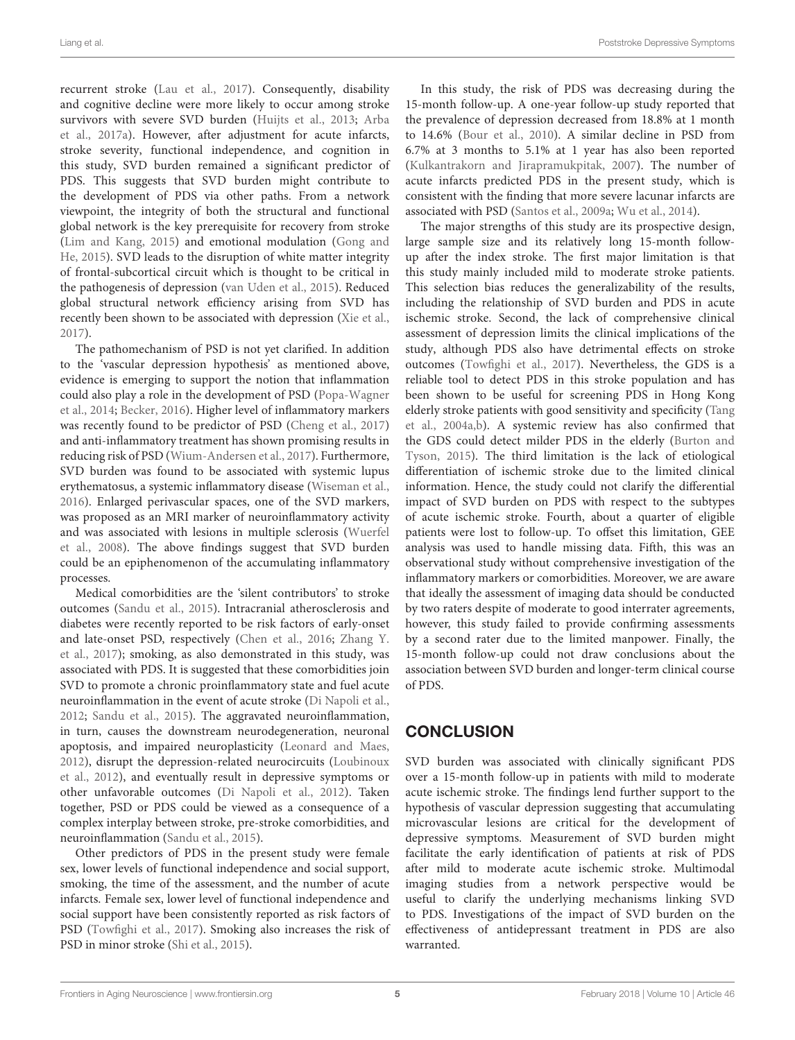recurrent stroke (Lau et al., 2017). Consequently, disability and cognitive decline were more likely to occur among stroke survivors with severe SVD burden (Huijts et al., 2013; Arba et al., 2017a). However, after adjustment for acute infarcts, stroke severity, functional independence, and cognition in this study, SVD burden remained a significant predictor of PDS. This suggests that SVD burden might contribute to the development of PDS via other paths. From a network viewpoint, the integrity of both the structural and functional global network is the key prerequisite for recovery from stroke (Lim and Kang, 2015) and emotional modulation (Gong and He, 2015). SVD leads to the disruption of white matter integrity of frontal-subcortical circuit which is thought to be critical in the pathogenesis of depression (van Uden et al., 2015). Reduced global structural network efficiency arising from SVD has recently been shown to be associated with depression (Xie et al., 2017).

The pathomechanism of PSD is not yet clarified. In addition to the 'vascular depression hypothesis' as mentioned above, evidence is emerging to support the notion that inflammation could also play a role in the development of PSD (Popa-Wagner et al., 2014; Becker, 2016). Higher level of inflammatory markers was recently found to be predictor of PSD (Cheng et al., 2017) and anti-inflammatory treatment has shown promising results in reducing risk of PSD (Wium-Andersen et al., 2017). Furthermore, SVD burden was found to be associated with systemic lupus erythematosus, a systemic inflammatory disease (Wiseman et al., 2016). Enlarged perivascular spaces, one of the SVD markers, was proposed as an MRI marker of neuroinflammatory activity and was associated with lesions in multiple sclerosis (Wuerfel et al., 2008). The above findings suggest that SVD burden could be an epiphenomenon of the accumulating inflammatory processes.

Medical comorbidities are the 'silent contributors' to stroke outcomes (Sandu et al., 2015). Intracranial atherosclerosis and diabetes were recently reported to be risk factors of early-onset and late-onset PSD, respectively (Chen et al., 2016; Zhang Y. et al., 2017); smoking, as also demonstrated in this study, was associated with PDS. It is suggested that these comorbidities join SVD to promote a chronic proinflammatory state and fuel acute neuroinflammation in the event of acute stroke (Di Napoli et al., 2012; Sandu et al., 2015). The aggravated neuroinflammation, in turn, causes the downstream neurodegeneration, neuronal apoptosis, and impaired neuroplasticity (Leonard and Maes, 2012), disrupt the depression-related neurocircuits (Loubinoux et al., 2012), and eventually result in depressive symptoms or other unfavorable outcomes (Di Napoli et al., 2012). Taken together, PSD or PDS could be viewed as a consequence of a complex interplay between stroke, pre-stroke comorbidities, and neuroinflammation (Sandu et al., 2015).

Other predictors of PDS in the present study were female sex, lower levels of functional independence and social support, smoking, the time of the assessment, and the number of acute infarcts. Female sex, lower level of functional independence and social support have been consistently reported as risk factors of PSD (Towfighi et al., 2017). Smoking also increases the risk of PSD in minor stroke (Shi et al., 2015).

In this study, the risk of PDS was decreasing during the 15-month follow-up. A one-year follow-up study reported that the prevalence of depression decreased from 18.8% at 1 month to 14.6% (Bour et al., 2010). A similar decline in PSD from 6.7% at 3 months to 5.1% at 1 year has also been reported (Kulkantrakorn and Jirapramukpitak, 2007). The number of acute infarcts predicted PDS in the present study, which is consistent with the finding that more severe lacunar infarcts are associated with PSD (Santos et al., 2009a; Wu et al., 2014).

The major strengths of this study are its prospective design, large sample size and its relatively long 15-month follow-up after the index stroke. The first major limitation is that this study mainly included mild to moderate stroke patients. This selection bias reduces the generalizability of the results, including the relationship of SVD burden and PDS in acute ischemic stroke. Second, the lack of comprehensive clinical assessment of depression limits the clinical implications of the study, although PDS also have detrimental effects on stroke outcomes (Towfighi et al., 2017). Nevertheless, the GDS is a reliable tool to detect PDS in this stroke population and has been shown to be useful for screening PDS in Hong Kong elderly stroke patients with good sensitivity and specificity (Tang et al., 2004a,b). A systemic review has also confirmed that the GDS could detect milder PDS in the elderly (Burton and Tyson, 2015). The third limitation is the lack of etiological differentiation of ischemic stroke due to the limited clinical information. Hence, the study could not clarify the differential impact of SVD burden on PDS with respect to the subtypes of acute ischemic stroke. Fourth, about a quarter of eligible patients were lost to follow-up. To offset this limitation, GEE analysis was used to handle missing data. Fifth, this was an observational study without comprehensive investigation of the inflammatory markers or comorbidities. Moreover, we are aware that ideally the assessment of imaging data should be conducted by two raters despite of moderate to good interrater agreements, however, this study failed to provide confirming assessments by a second rater due to the limited manpower. Finally, the 15-month follow-up could not draw conclusions about the association between SVD burden and longer-term clinical course of PDS.

## CONCLUSION

SVD burden was associated with clinically significant PDS over a 15-month follow-up in patients with mild to moderate acute ischemic stroke. The findings lend further support to the hypothesis of vascular depression suggesting that accumulating microvascular lesions are critical for the development of depressive symptoms. Measurement of SVD burden might facilitate the early identification of patients at risk of PDS after mild to moderate acute ischemic stroke. Multimodal imaging studies from a network perspective would be useful to clarify the underlying mechanisms linking SVD to PDS. Investigations of the impact of SVD burden on the effectiveness of antidepressant treatment in PDS are also warranted.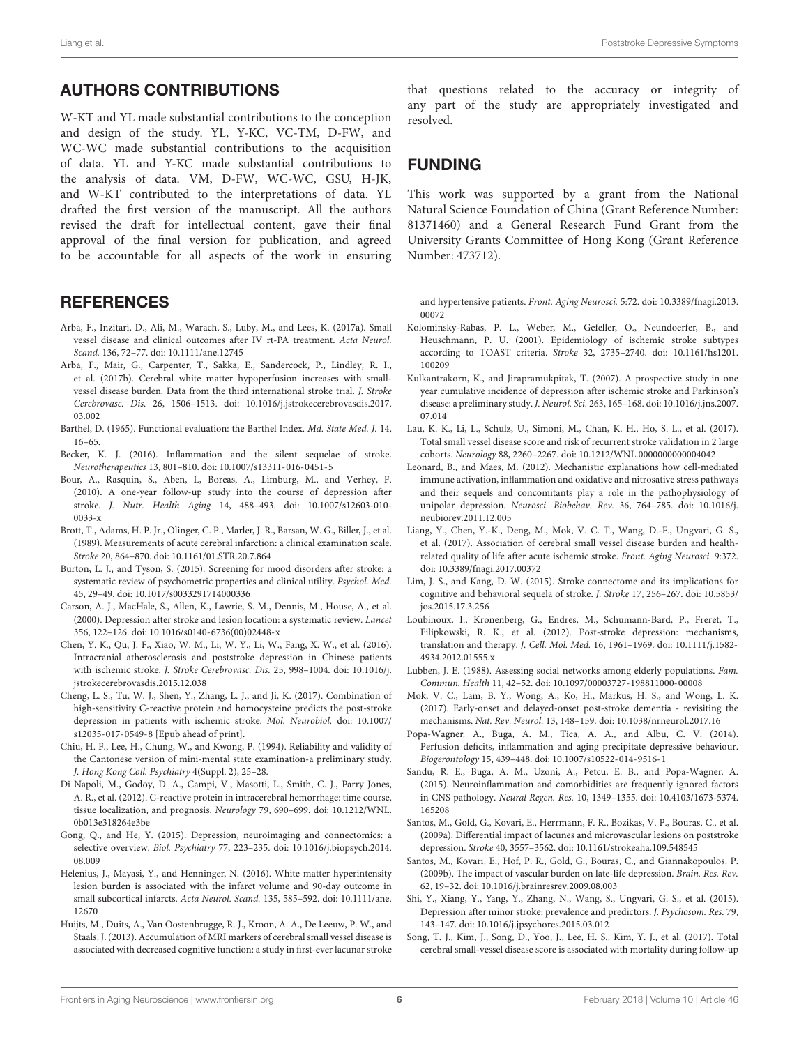## AUTHORS CONTRIBUTIONS

W-KT and YL made substantial contributions to the conception and design of the study. YL, Y-KC, VC-TM, D-FW, and WC-WC made substantial contributions to the acquisition of data. YL and Y-KC made substantial contributions to the analysis of data. VM, D-FW, WC-WC, GSU, H-JK, and W-KT contributed to the interpretations of data. YL drafted the first version of the manuscript. All the authors revised the draft for intellectual content, gave their final approval of the final version for publication, and agreed to be accountable for all aspects of the work in ensuring that questions related to the accuracy or integrity of any part of the study are appropriately investigated and resolved.

## FUNDING

This work was supported by a grant from the National Natural Science Foundation of China (Grant Reference Number: 81371460) and a General Research Fund Grant from the University Grants Committee of Hong Kong (Grant Reference Number: 473712).

## REFERENCES

Arba, F., Inzitari, D., Ali, M., Warach, S., Luby, M., and Lees, K. (2017a). Small vessel disease and clinical outcomes after IV rt-PA treatment. *Acta Neurol. Scand.* 136, 72–77. doi: 10.1111/ane.12745

Arba, F., Mair, G., Carpenter, T., Sakka, E., Sandercock, P., Lindley, R. I., et al. (2017b). Cerebral white matter hypoperfusion increases with small-vessel disease burden. Data from the third international stroke trial. *J. Stroke Cerebrovasc. Dis.* 26, 1506–1513. doi: 10.1016/j.jstrokecerebrovasdis.2017.03.002

Barthel, D. (1965). Functional evaluation: the Barthel Index. *Md. State Med. J.* 14, 16–65.

Becker, K. J. (2016). Inflammation and the silent sequelae of stroke. *Neurotherapeutics* 13, 801–810. doi: 10.1007/s13311-016-0451-5

Bour, A., Rasquin, S., Aben, I., Boreas, A., Limburg, M., and Verhey, F. (2010). A one-year follow-up study into the course of depression after stroke. *J. Nutr. Health Aging* 14, 488–493. doi: 10.1007/s12603-010-0033-x

Brott, T., Adams, H. P. Jr., Olinger, C. P., Marler, J. R., Barsan, W. G., Biller, J., et al. (1989). Measurements of acute cerebral infarction: a clinical examination scale. *Stroke* 20, 864–870. doi: 10.1161/01.STR.20.7.864

Burton, L. J., and Tyson, S. (2015). Screening for mood disorders after stroke: a systematic review of psychometric properties and clinical utility. *Psychol. Med.* 45, 29–49. doi: 10.1017/s0033291714000336

Carson, A. J., MacHale, S., Allen, K., Lawrie, S. M., Dennis, M., House, A., et al. (2000). Depression after stroke and lesion location: a systematic review. *Lancet* 356, 122–126. doi: 10.1016/s0140-6736(00)02448-x

Chen, Y. K., Qu, J. F., Xiao, W. M., Li, W. Y., Li, W., Fang, X. W., et al. (2016). Intracranial atherosclerosis and poststroke depression in Chinese patients with ischemic stroke. *J. Stroke Cerebrovasc. Dis.* 25, 998–1004. doi: 10.1016/j.jstrokecerebrovasdis.2015.12.038

Cheng, L. S., Tu, W. J., Shen, Y., Zhang, L. J., and Ji, K. (2017). Combination of high-sensitivity C-reactive protein and homocysteine predicts the post-stroke depression in patients with ischemic stroke. *Mol. Neurobiol.* doi: 10.1007/s12035-017-0549-8 [Epub ahead of print].

Chiu, H. F., Lee, H., Chung, W., and Kwong, P. (1994). Reliability and validity of the Cantonese version of mini-mental state examination-a preliminary study. *J. Hong Kong Coll. Psychiatry* 4(Suppl. 2), 25–28.

Di Napoli, M., Godoy, D. A., Campi, V., Masotti, L., Smith, C. J., Parry Jones, A. R., et al. (2012). C-reactive protein in intracerebral hemorrhage: time course, tissue localization, and prognosis. *Neurology* 79, 690–699. doi: 10.1212/WNL.0b013e318264e3be

Gong, Q., and He, Y. (2015). Depression, neuroimaging and connectomics: a selective overview. *Biol. Psychiatry* 77, 223–235. doi: 10.1016/j.biopsych.2014.08.009

Helenius, J., Mayasi, Y., and Henninger, N. (2016). White matter hyperintensity lesion burden is associated with the infarct volume and 90-day outcome in small subcortical infarcts. *Acta Neurol. Scand.* 135, 585–592. doi: 10.1111/ane.12670

Huijts, M., Duits, A., Van Oostenbrugge, R. J., Kroon, A. A., De Leeuw, P. W., and Staals, J. (2013). Accumulation of MRI markers of cerebral small vessel disease is associated with decreased cognitive function: a study in first-ever lacunar stroke and hypertensive patients. *Front. Aging Neurosci.* 5:72. doi: 10.3389/fnagi.2013.00072

Kolominsky-Rabas, P. L., Weber, M., Gefeller, O., Neundoerfer, B., and Heuschmann, P. U. (2001). Epidemiology of ischemic stroke subtypes according to TOAST criteria. *Stroke* 32, 2735–2740. doi: 10.1161/hs1201.100209

Kulkantrakorn, K., and Jirapramukpitak, T. (2007). A prospective study in one year cumulative incidence of depression after ischemic stroke and Parkinson's disease: a preliminary study. *J. Neurol. Sci.* 263, 165–168. doi: 10.1016/j.jns.2007.07.014

Lau, K. K., Li, L., Schulz, U., Simoni, M., Chan, K. H., Ho, S. L., et al. (2017). Total small vessel disease score and risk of recurrent stroke validation in 2 large cohorts. *Neurology* 88, 2260–2267. doi: 10.1212/WNL.0000000000004042

Leonard, B., and Maes, M. (2012). Mechanistic explanations how cell-mediated immune activation, inflammation and oxidative and nitrosative stress pathways and their sequels and concomitants play a role in the pathophysiology of unipolar depression. *Neurosci. Biobehav. Rev.* 36, 764–785. doi: 10.1016/j.neubiorev.2011.12.005

Liang, Y., Chen, Y.-K., Deng, M., Mok, V. C. T., Wang, D.-F., Ungvari, G. S., et al. (2017). Association of cerebral small vessel disease burden and health-related quality of life after acute ischemic stroke. *Front. Aging Neurosci.* 9:372. doi: 10.3389/fnagi.2017.00372

Lim, J. S., and Kang, D. W. (2015). Stroke connectome and its implications for cognitive and behavioral sequela of stroke. *J. Stroke* 17, 256–267. doi: 10.5853/jos.2015.17.3.256

Loubinoux, I., Kronenberg, G., Endres, M., Schumann-Bard, P., Freret, T., Filipkowski, R. K., et al. (2012). Post-stroke depression: mechanisms, translation and therapy. *J. Cell. Mol. Med.* 16, 1961–1969. doi: 10.1111/j.1582-4934.2012.01555.x

Lubben, J. E. (1988). Assessing social networks among elderly populations. *Fam. Commun. Health* 11, 42–52. doi: 10.1097/00003727-198811000-00008

Mok, V. C., Lam, B. Y., Wong, A., Ko, H., Markus, H. S., and Wong, L. K. (2017). Early-onset and delayed-onset post-stroke dementia - revisiting the mechanisms. *Nat. Rev. Neurol.* 13, 148–159. doi: 10.1038/nrneurol.2017.16

Popa-Wagner, A., Buga, A. M., Tica, A. A., and Albu, C. V. (2014). Perfusion deficits, inflammation and aging precipitate depressive behaviour. *Biogerontology* 15, 439–448. doi: 10.1007/s10522-014-9516-1

Sandu, R. E., Buga, A. M., Uzoni, A., Petcu, E. B., and Popa-Wagner, A. (2015). Neuroinflammation and comorbidities are frequently ignored factors in CNS pathology. *Neural Regen. Res.* 10, 1349–1355. doi: 10.4103/1673-5374.165208

Santos, M., Gold, G., Kovari, E., Herrmann, F. R., Bozikas, V. P., Bouras, C., et al. (2009a). Differential impact of lacunes and microvascular lesions on poststroke depression. *Stroke* 40, 3557–3562. doi: 10.1161/strokeaha.109.548545

Santos, M., Kovari, E., Hof, P. R., Gold, G., Bouras, C., and Giannakopoulos, P. (2009b). The impact of vascular burden on late-life depression. *Brain. Res. Rev.* 62, 19–32. doi: 10.1016/j.brainresrev.2009.08.003

Shi, Y., Xiang, Y., Yang, Y., Zhang, N., Wang, S., Ungvari, G. S., et al. (2015). Depression after minor stroke: prevalence and predictors. *J. Psychosom. Res.* 79, 143–147. doi: 10.1016/j.jpsychores.2015.03.012

Song, T. J., Kim, J., Song, D., Yoo, J., Lee, H. S., Kim, Y. J., et al. (2017). Total cerebral small-vessel disease score is associated with mortality during follow-up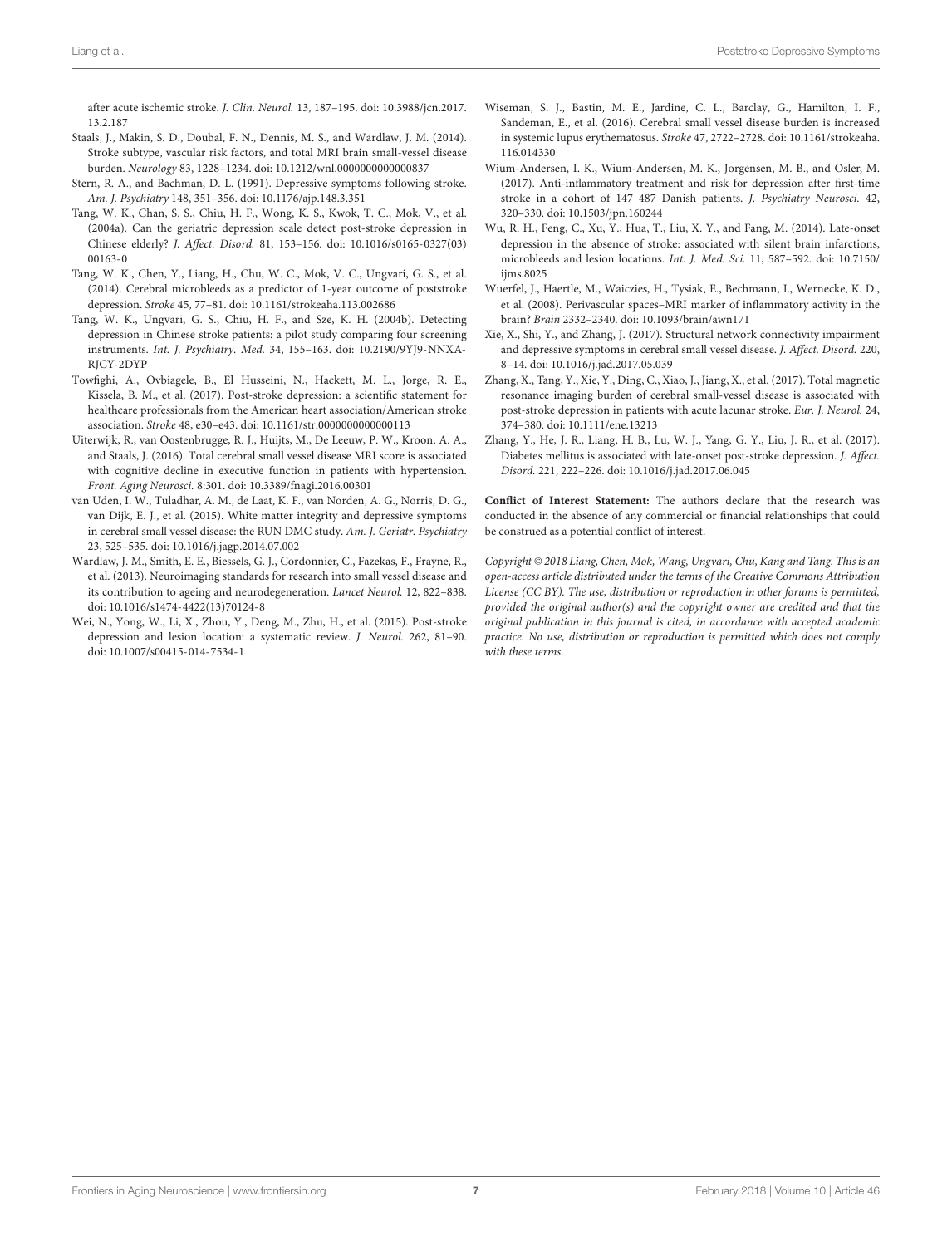after acute ischemic stroke. *J. Clin. Neurol.* 13, 187–195. doi: 10.3988/jcn.2017.13.2.187

Staals, J., Makin, S. D., Doubal, F. N., Dennis, M. S., and Wardlaw, J. M. (2014). Stroke subtype, vascular risk factors, and total MRI brain small-vessel disease burden. *Neurology* 83, 1228–1234. doi: 10.1212/wnl.0000000000000837

Stern, R. A., and Bachman, D. L. (1991). Depressive symptoms following stroke. *Am. J. Psychiatry* 148, 351–356. doi: 10.1176/ajp.148.3.351

Tang, W. K., Chan, S. S., Chiu, H. F., Wong, K. S., Kwok, T. C., Mok, V., et al. (2004a). Can the geriatric depression scale detect post-stroke depression in Chinese elderly? *J. Affect. Disord.* 81, 153–156. doi: 10.1016/s0165-0327(03)00163-0

Tang, W. K., Chen, Y., Liang, H., Chu, W. C., Mok, V. C., Ungvari, G. S., et al. (2014). Cerebral microbleeds as a predictor of 1-year outcome of poststroke depression. *Stroke* 45, 77–81. doi: 10.1161/strokeaha.113.002686

Tang, W. K., Ungvari, G. S., Chiu, H. F., and Sze, K. H. (2004b). Detecting depression in Chinese stroke patients: a pilot study comparing four screening instruments. *Int. J. Psychiatry. Med.* 34, 155–163. doi: 10.2190/9YJ9-NNXA-RJCY-2DYP

Towfighi, A., Ovbiagele, B., El Husseini, N., Hackett, M. L., Jorge, R. E., Kissela, B. M., et al. (2017). Post-stroke depression: a scientific statement for healthcare professionals from the American heart association/American stroke association. *Stroke* 48, e30–e43. doi: 10.1161/str.0000000000000113

Uiterwijk, R., van Oostenbrugge, R. J., Huijts, M., De Leeuw, P. W., Kroon, A. A., and Staals, J. (2016). Total cerebral small vessel disease MRI score is associated with cognitive decline in executive function in patients with hypertension. *Front. Aging Neurosci.* 8:301. doi: 10.3389/fnagi.2016.00301

van Uden, I. W., Tuladhar, A. M., de Laat, K. F., van Norden, A. G., Norris, D. G., van Dijk, E. J., et al. (2015). White matter integrity and depressive symptoms in cerebral small vessel disease: the RUN DMC study. *Am. J. Geriatr. Psychiatry* 23, 525–535. doi: 10.1016/j.jagp.2014.07.002

Wardlaw, J. M., Smith, E. E., Biessels, G. J., Cordonnier, C., Fazekas, F., Frayne, R., et al. (2013). Neuroimaging standards for research into small vessel disease and its contribution to ageing and neurodegeneration. *Lancet Neurol.* 12, 822–838. doi: 10.1016/s1474-4422(13)70124-8

Wei, N., Yong, W., Li, X., Zhou, Y., Deng, M., Zhu, H., et al. (2015). Post-stroke depression and lesion location: a systematic review. *J. Neurol.* 262, 81–90. doi: 10.1007/s00415-014-7534-1

Wiseman, S. J., Bastin, M. E., Jardine, C. L., Barclay, G., Hamilton, I. F., Sandeman, E., et al. (2016). Cerebral small vessel disease burden is increased in systemic lupus erythematosus. *Stroke* 47, 2722–2728. doi: 10.1161/strokeaha.116.014330

Wium-Andersen, I. K., Wium-Andersen, M. K., Jorgensen, M. B., and Osler, M. (2017). Anti-inflammatory treatment and risk for depression after first-time stroke in a cohort of 147 487 Danish patients. *J. Psychiatry Neurosci.* 42, 320–330. doi: 10.1503/jpn.160244

Wu, R. H., Feng, C., Xu, Y., Hua, T., Liu, X. Y., and Fang, M. (2014). Late-onset depression in the absence of stroke: associated with silent brain infarctions, microbleeds and lesion locations. *Int. J. Med. Sci.* 11, 587–592. doi: 10.7150/ijms.8025

Wuerfel, J., Haertle, M., Waiczies, H., Tysiak, E., Bechmann, I., Wernecke, K. D., et al. (2008). Perivascular spaces–MRI marker of inflammatory activity in the brain? *Brain* 2332–2340. doi: 10.1093/brain/awn171

Xie, X., Shi, Y., and Zhang, J. (2017). Structural network connectivity impairment and depressive symptoms in cerebral small vessel disease. *J. Affect. Disord.* 220, 8–14. doi: 10.1016/j.jad.2017.05.039

Zhang, X., Tang, Y., Xie, Y., Ding, C., Xiao, J., Jiang, X., et al. (2017). Total magnetic resonance imaging burden of cerebral small-vessel disease is associated with post-stroke depression in patients with acute lacunar stroke. *Eur. J. Neurol.* 24, 374–380. doi: 10.1111/ene.13213

Zhang, Y., He, J. R., Liang, H. B., Lu, W. J., Yang, G. Y., Liu, J. R., et al. (2017). Diabetes mellitus is associated with late-onset post-stroke depression. *J. Affect. Disord.* 221, 222–226. doi: 10.1016/j.jad.2017.06.045

**Conflict of Interest Statement:** The authors declare that the research was conducted in the absence of any commercial or financial relationships that could be construed as a potential conflict of interest.

*Copyright © 2018 Liang, Chen, Mok, Wang, Ungvari, Chu, Kang and Tang. This is an open-access article distributed under the terms of the Creative Commons Attribution License (CC BY). The use, distribution or reproduction in other forums is permitted, provided the original author(s) and the copyright owner are credited and that the original publication in this journal is cited, in accordance with accepted academic practice. No use, distribution or reproduction is permitted which does not comply with these terms.*